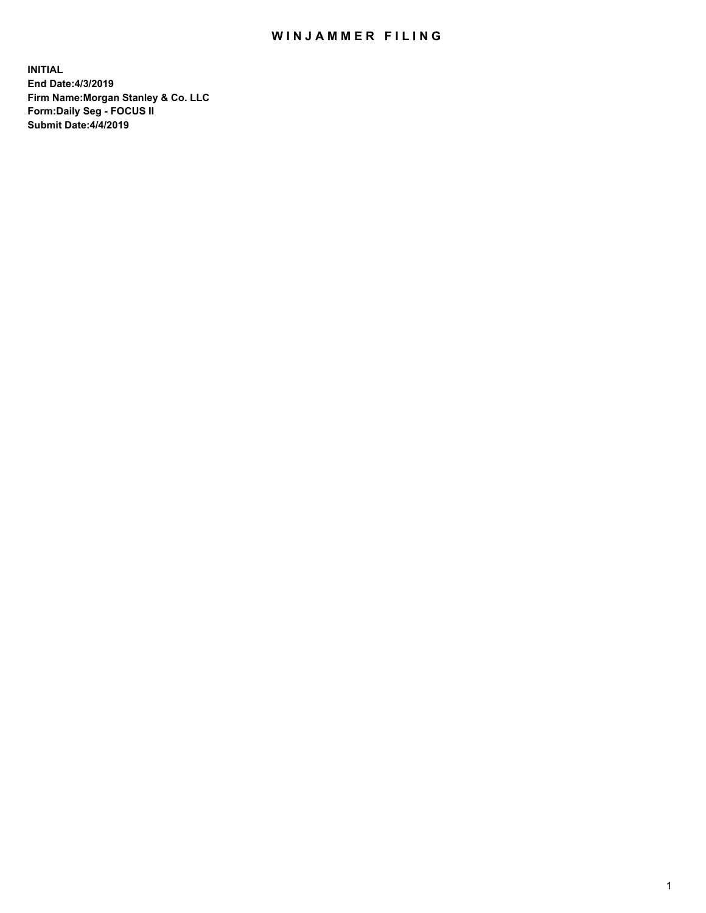# WINJAMMER FILING

**INITIAL**
**End Date:4/3/2019**
**Firm Name:Morgan Stanley & Co. LLC**
**Form:Daily Seg - FOCUS II**
**Submit Date:4/4/2019**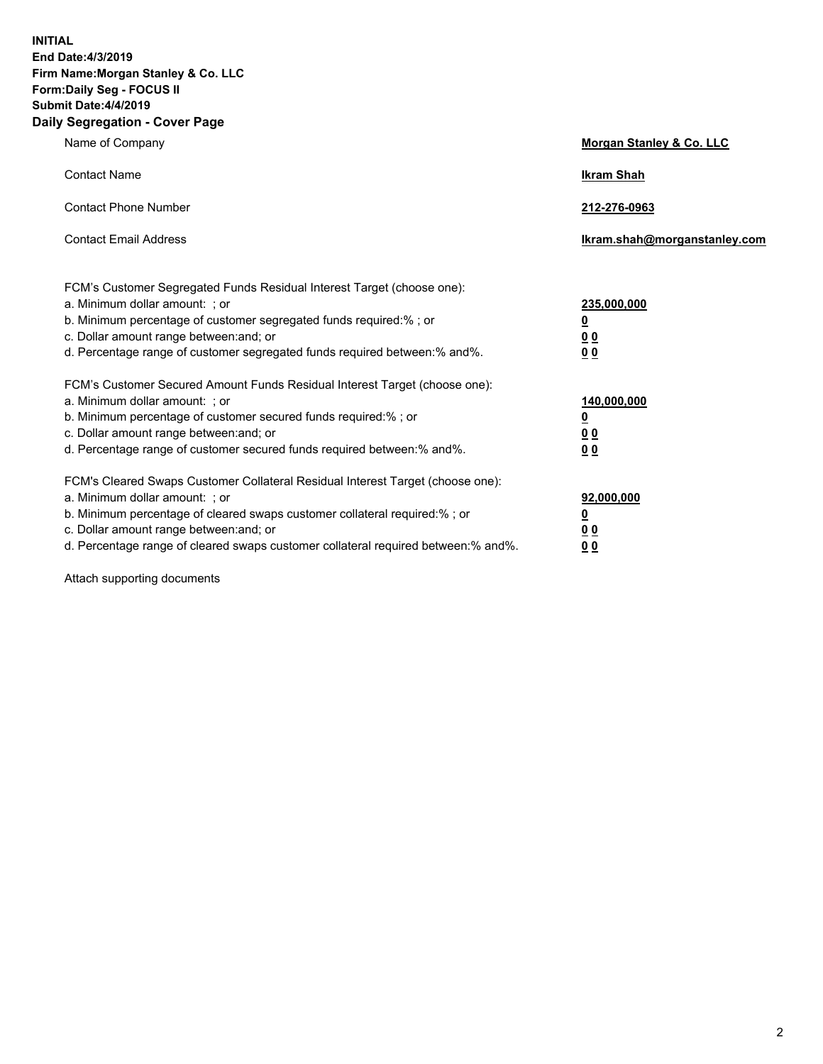**INITIAL**
**End Date:4/3/2019**
**Firm Name:Morgan Stanley & Co. LLC**
**Form:Daily Seg - FOCUS II**
**Submit Date:4/4/2019**

## Daily Segregation - Cover Page

| | |
|---|---|
| Name of Company | **Morgan Stanley & Co. LLC** |
| Contact Name | **Ikram Shah** |
| Contact Phone Number | **212-276-0963** |
| Contact Email Address | **Ikram.shah@morganstanley.com** |

| | |
|---|---|
| FCM's Customer Segregated Funds Residual Interest Target (choose one): | |
| a. Minimum dollar amount: ; or | **235,000,000** |
| b. Minimum percentage of customer segregated funds required:% ; or | **0** |
| c. Dollar amount range between:and; or | **0 0** |
| d. Percentage range of customer segregated funds required between:% and%. | **0 0** |
| FCM's Customer Secured Amount Funds Residual Interest Target (choose one): | |
| a. Minimum dollar amount: ; or | **140,000,000** |
| b. Minimum percentage of customer secured funds required:% ; or | **0** |
| c. Dollar amount range between:and; or | **0 0** |
| d. Percentage range of customer secured funds required between:% and%. | **0 0** |
| FCM's Cleared Swaps Customer Collateral Residual Interest Target (choose one): | |
| a. Minimum dollar amount: ; or | **92,000,000** |
| b. Minimum percentage of cleared swaps customer collateral required:% ; or | **0** |
| c. Dollar amount range between:and; or | **0 0** |
| d. Percentage range of cleared swaps customer collateral required between:% and%. | **0 0** |

Attach supporting documents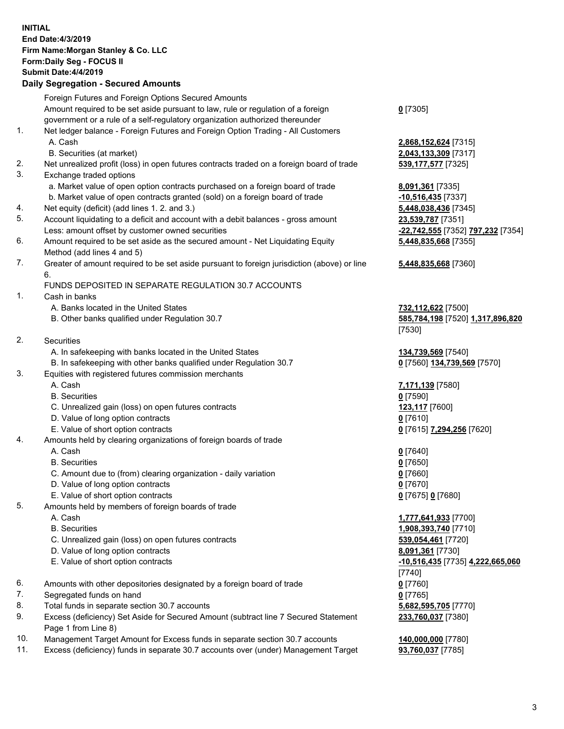**INITIAL**
**End Date:4/3/2019**
**Firm Name:Morgan Stanley & Co. LLC**
**Form:Daily Seg - FOCUS II**
**Submit Date:4/4/2019**

**Daily Segregation - Secured Amounts**

| | | |
|---|---|---|
| | Foreign Futures and Foreign Options Secured Amounts | |
| | Amount required to be set aside pursuant to law, rule or regulation of a foreign government or a rule of a self-regulatory organization authorized thereunder | **0** [7305] |
| 1. | Net ledger balance - Foreign Futures and Foreign Option Trading - All Customers | |
| | A. Cash | **2,868,152,624** [7315] |
| | B. Securities (at market) | **2,043,133,309** [7317] |
| 2. | Net unrealized profit (loss) in open futures contracts traded on a foreign board of trade | **539,177,577** [7325] |
| 3. | Exchange traded options | |
| | a. Market value of open option contracts purchased on a foreign board of trade | **8,091,361** [7335] |
| | b. Market value of open contracts granted (sold) on a foreign board of trade | **-10,516,435** [7337] |
| 4. | Net equity (deficit) (add lines 1. 2. and 3.) | **5,448,038,436** [7345] |
| 5. | Account liquidating to a deficit and account with a debit balances - gross amount | **23,539,787** [7351] |
| | Less: amount offset by customer owned securities | **-22,742,555** [7352] **797,232** [7354] |
| 6. | Amount required to be set aside as the secured amount - Net Liquidating Equity Method (add lines 4 and 5) | **5,448,835,668** [7355] |
| 7. | Greater of amount required to be set aside pursuant to foreign jurisdiction (above) or line 6. | **5,448,835,668** [7360] |
| | FUNDS DEPOSITED IN SEPARATE REGULATION 30.7 ACCOUNTS | |
| 1. | Cash in banks | |
| | A. Banks located in the United States | **732,112,622** [7500] |
| | B. Other banks qualified under Regulation 30.7 | **585,784,198** [7520] **1,317,896,820** [7530] |
| 2. | Securities | |
| | A. In safekeeping with banks located in the United States | **134,739,569** [7540] |
| | B. In safekeeping with other banks qualified under Regulation 30.7 | **0** [7560] **134,739,569** [7570] |
| 3. | Equities with registered futures commission merchants | |
| | A. Cash | **7,171,139** [7580] |
| | B. Securities | **0** [7590] |
| | C. Unrealized gain (loss) on open futures contracts | **123,117** [7600] |
| | D. Value of long option contracts | **0** [7610] |
| | E. Value of short option contracts | **0** [7615] **7,294,256** [7620] |
| 4. | Amounts held by clearing organizations of foreign boards of trade | |
| | A. Cash | **0** [7640] |
| | B. Securities | **0** [7650] |
| | C. Amount due to (from) clearing organization - daily variation | **0** [7660] |
| | D. Value of long option contracts | **0** [7670] |
| | E. Value of short option contracts | **0** [7675] **0** [7680] |
| 5. | Amounts held by members of foreign boards of trade | |
| | A. Cash | **1,777,641,933** [7700] |
| | B. Securities | **1,908,393,740** [7710] |
| | C. Unrealized gain (loss) on open futures contracts | **539,054,461** [7720] |
| | D. Value of long option contracts | **8,091,361** [7730] |
| | E. Value of short option contracts | **-10,516,435** [7735] **4,222,665,060** [7740] |
| 6. | Amounts with other depositories designated by a foreign board of trade | **0** [7760] |
| 7. | Segregated funds on hand | **0** [7765] |
| 8. | Total funds in separate section 30.7 accounts | **5,682,595,705** [7770] |
| 9. | Excess (deficiency) Set Aside for Secured Amount (subtract line 7 Secured Statement Page 1 from Line 8) | **233,760,037** [7380] |
| 10. | Management Target Amount for Excess funds in separate section 30.7 accounts | **140,000,000** [7780] |
| 11. | Excess (deficiency) funds in separate 30.7 accounts over (under) Management Target | **93,760,037** [7785] |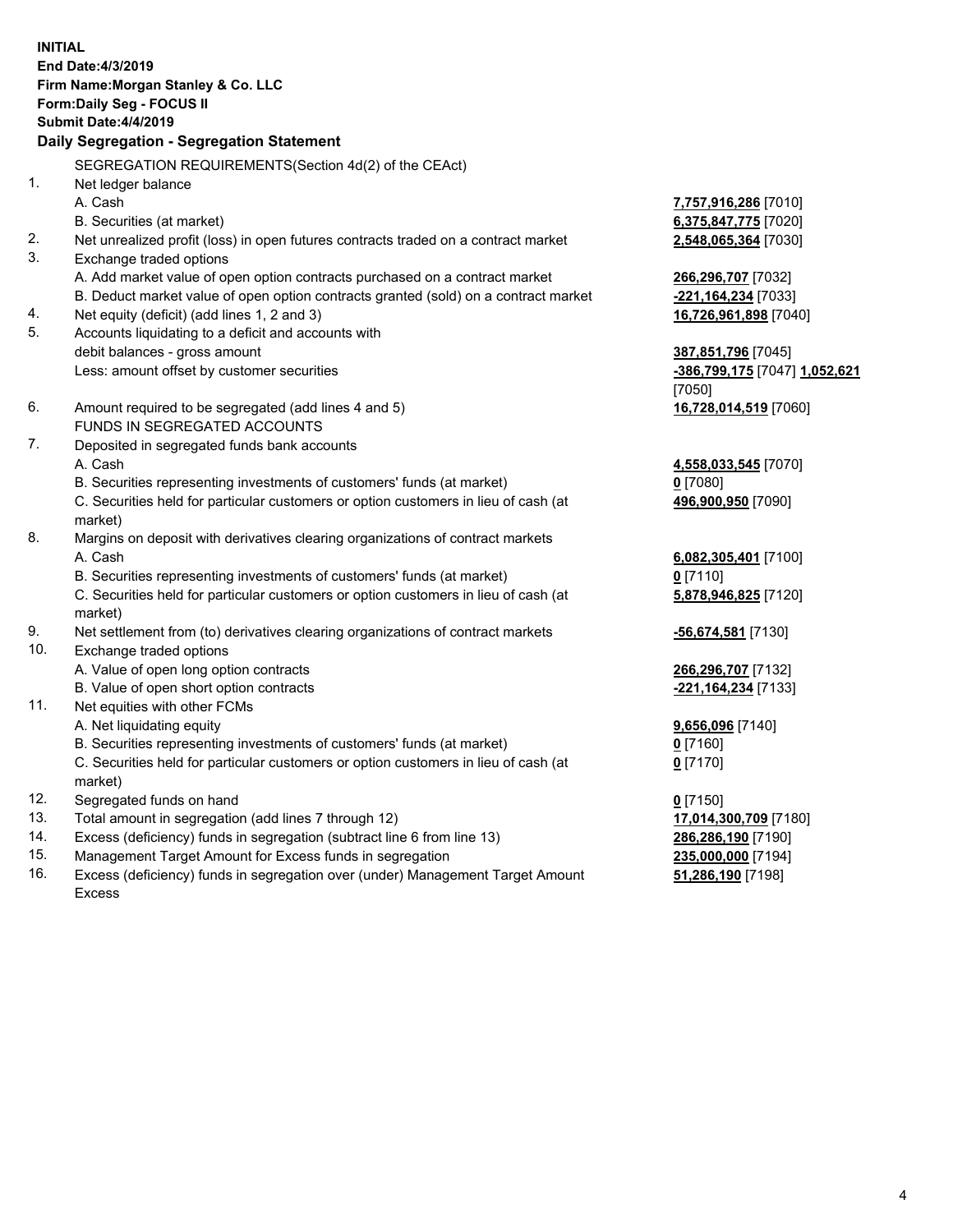**INITIAL**
**End Date:4/3/2019**
**Firm Name:Morgan Stanley & Co. LLC**
**Form:Daily Seg - FOCUS II**
**Submit Date:4/4/2019**

**Daily Segregation - Segregation Statement**

SEGREGATION REQUIREMENTS(Section 4d(2) of the CEAct)

1. Net ledger balance
   A. Cash — **7,757,916,286** [7010]
   B. Securities (at market) — **6,375,847,775** [7020]
2. Net unrealized profit (loss) in open futures contracts traded on a contract market — **2,548,065,364** [7030]
3. Exchange traded options
   A. Add market value of open option contracts purchased on a contract market — **266,296,707** [7032]
   B. Deduct market value of open option contracts granted (sold) on a contract market — **-221,164,234** [7033]
4. Net equity (deficit) (add lines 1, 2 and 3) — **16,726,961,898** [7040]
5. Accounts liquidating to a deficit and accounts with debit balances - gross amount — **387,851,796** [7045]
   Less: amount offset by customer securities — **-386,799,175** [7047] **1,052,621** [7050]
6. Amount required to be segregated (add lines 4 and 5) — **16,728,014,519** [7060]

FUNDS IN SEGREGATED ACCOUNTS

7. Deposited in segregated funds bank accounts
   A. Cash — **4,558,033,545** [7070]
   B. Securities representing investments of customers' funds (at market) — **0** [7080]
   C. Securities held for particular customers or option customers in lieu of cash (at market) — **496,900,950** [7090]
8. Margins on deposit with derivatives clearing organizations of contract markets
   A. Cash — **6,082,305,401** [7100]
   B. Securities representing investments of customers' funds (at market) — **0** [7110]
   C. Securities held for particular customers or option customers in lieu of cash (at market) — **5,878,946,825** [7120]
9. Net settlement from (to) derivatives clearing organizations of contract markets — **-56,674,581** [7130]
10. Exchange traded options
    A. Value of open long option contracts — **266,296,707** [7132]
    B. Value of open short option contracts — **-221,164,234** [7133]
11. Net equities with other FCMs
    A. Net liquidating equity — **9,656,096** [7140]
    B. Securities representing investments of customers' funds (at market) — **0** [7160]
    C. Securities held for particular customers or option customers in lieu of cash (at market) — **0** [7170]
12. Segregated funds on hand — **0** [7150]
13. Total amount in segregation (add lines 7 through 12) — **17,014,300,709** [7180]
14. Excess (deficiency) funds in segregation (subtract line 6 from line 13) — **286,286,190** [7190]
15. Management Target Amount for Excess funds in segregation — **235,000,000** [7194]
16. Excess (deficiency) funds in segregation over (under) Management Target Amount Excess — **51,286,190** [7198]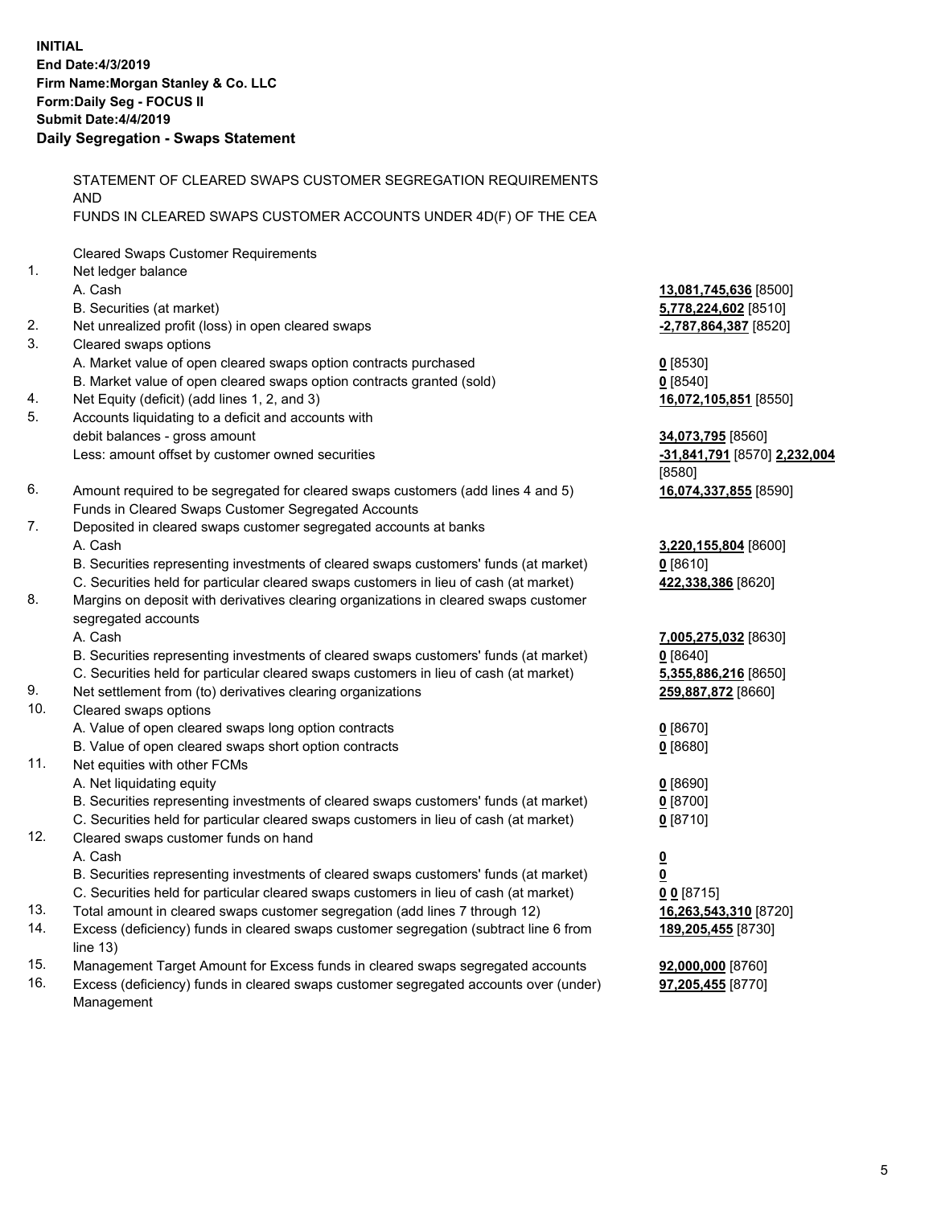**INITIAL**
**End Date:4/3/2019**
**Firm Name:Morgan Stanley & Co. LLC**
**Form:Daily Seg - FOCUS II**
**Submit Date:4/4/2019**
**Daily Segregation - Swaps Statement**

STATEMENT OF CLEARED SWAPS CUSTOMER SEGREGATION REQUIREMENTS AND FUNDS IN CLEARED SWAPS CUSTOMER ACCOUNTS UNDER 4D(F) OF THE CEA

| | | |
|---|---|---|
| | Cleared Swaps Customer Requirements | |
| 1. | Net ledger balance | |
| | A. Cash | **13,081,745,636** [8500] |
| | B. Securities (at market) | **5,778,224,602** [8510] |
| 2. | Net unrealized profit (loss) in open cleared swaps | **-2,787,864,387** [8520] |
| 3. | Cleared swaps options | |
| | A. Market value of open cleared swaps option contracts purchased | **0** [8530] |
| | B. Market value of open cleared swaps option contracts granted (sold) | **0** [8540] |
| 4. | Net Equity (deficit) (add lines 1, 2, and 3) | **16,072,105,851** [8550] |
| 5. | Accounts liquidating to a deficit and accounts with debit balances - gross amount | **34,073,795** [8560] |
| | Less: amount offset by customer owned securities | **-31,841,791** [8570] **2,232,004** [8580] |
| 6. | Amount required to be segregated for cleared swaps customers (add lines 4 and 5) | **16,074,337,855** [8590] |
| | Funds in Cleared Swaps Customer Segregated Accounts | |
| 7. | Deposited in cleared swaps customer segregated accounts at banks | |
| | A. Cash | **3,220,155,804** [8600] |
| | B. Securities representing investments of cleared swaps customers' funds (at market) | **0** [8610] |
| | C. Securities held for particular cleared swaps customers in lieu of cash (at market) | **422,338,386** [8620] |
| 8. | Margins on deposit with derivatives clearing organizations in cleared swaps customer segregated accounts | |
| | A. Cash | **7,005,275,032** [8630] |
| | B. Securities representing investments of cleared swaps customers' funds (at market) | **0** [8640] |
| | C. Securities held for particular cleared swaps customers in lieu of cash (at market) | **5,355,886,216** [8650] |
| 9. | Net settlement from (to) derivatives clearing organizations | **259,887,872** [8660] |
| 10. | Cleared swaps options | |
| | A. Value of open cleared swaps long option contracts | **0** [8670] |
| | B. Value of open cleared swaps short option contracts | **0** [8680] |
| 11. | Net equities with other FCMs | |
| | A. Net liquidating equity | **0** [8690] |
| | B. Securities representing investments of cleared swaps customers' funds (at market) | **0** [8700] |
| | C. Securities held for particular cleared swaps customers in lieu of cash (at market) | **0** [8710] |
| 12. | Cleared swaps customer funds on hand | |
| | A. Cash | **0** |
| | B. Securities representing investments of cleared swaps customers' funds (at market) | **0** |
| | C. Securities held for particular cleared swaps customers in lieu of cash (at market) | **0** **0** [8715] |
| 13. | Total amount in cleared swaps customer segregation (add lines 7 through 12) | **16,263,543,310** [8720] |
| 14. | Excess (deficiency) funds in cleared swaps customer segregation (subtract line 6 from line 13) | **189,205,455** [8730] |
| 15. | Management Target Amount for Excess funds in cleared swaps segregated accounts | **92,000,000** [8760] |
| 16. | Excess (deficiency) funds in cleared swaps customer segregated accounts over (under) Management | **97,205,455** [8770] |